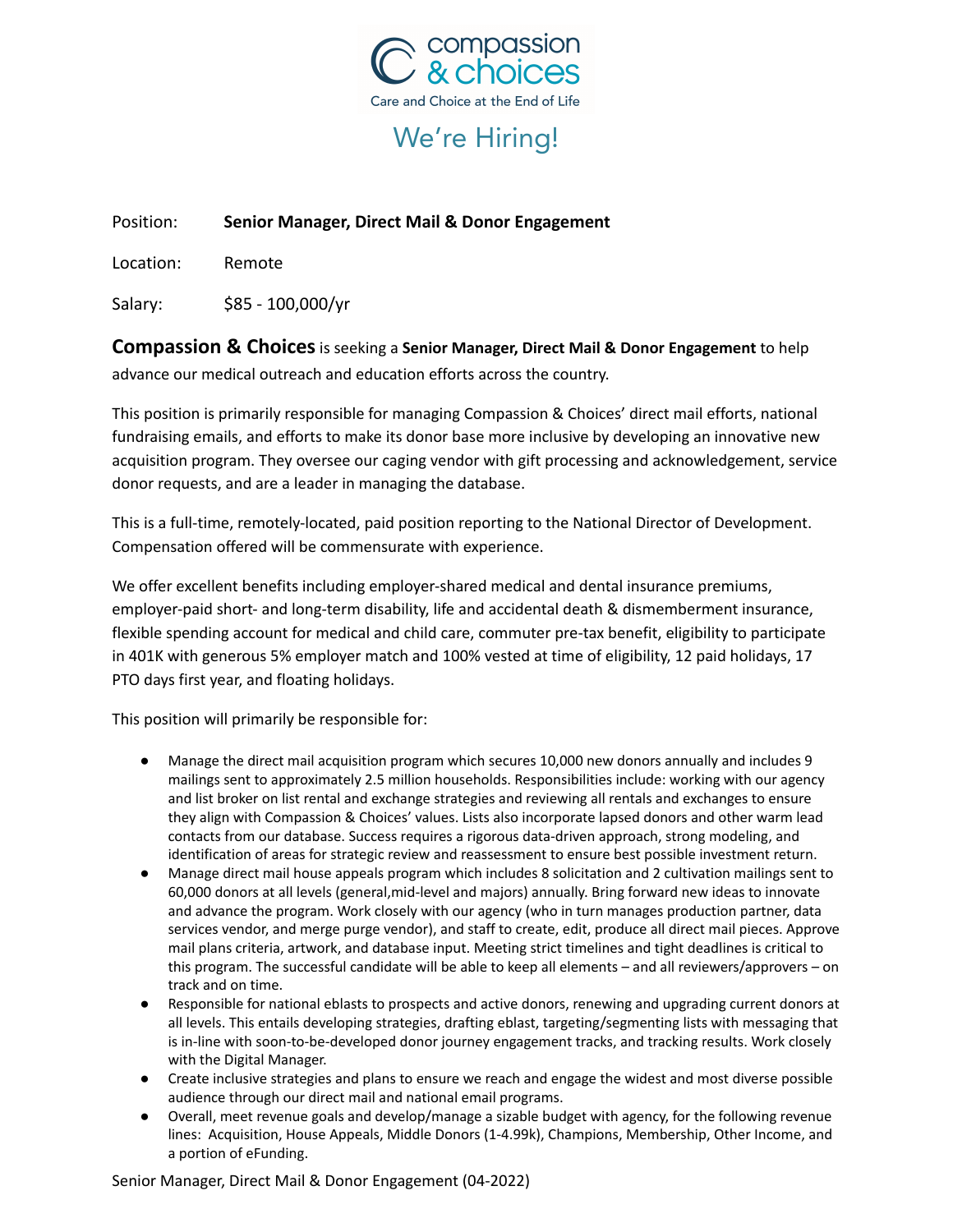compassion & choices

Care and Choice at the End of Life

# We're Hiring!

Position: **Senior Manager, Direct Mail & Donor Engagement**

Location: Remote

Salary: $85 - 100,000/yr

**Compassion & Choices** is seeking a **Senior Manager, Direct Mail & Donor Engagement** to help advance our medical outreach and education efforts across the country.

This position is primarily responsible for managing Compassion & Choices' direct mail efforts, national fundraising emails, and efforts to make its donor base more inclusive by developing an innovative new acquisition program. They oversee our caging vendor with gift processing and acknowledgement, service donor requests, and are a leader in managing the database.

This is a full-time, remotely-located, paid position reporting to the National Director of Development. Compensation offered will be commensurate with experience.

We offer excellent benefits including employer-shared medical and dental insurance premiums, employer-paid short- and long-term disability, life and accidental death & dismemberment insurance, flexible spending account for medical and child care, commuter pre-tax benefit, eligibility to participate in 401K with generous 5% employer match and 100% vested at time of eligibility, 12 paid holidays, 17 PTO days first year, and floating holidays.

This position will primarily be responsible for:

- Manage the direct mail acquisition program which secures 10,000 new donors annually and includes 9 mailings sent to approximately 2.5 million households. Responsibilities include: working with our agency and list broker on list rental and exchange strategies and reviewing all rentals and exchanges to ensure they align with Compassion & Choices' values. Lists also incorporate lapsed donors and other warm lead contacts from our database. Success requires a rigorous data-driven approach, strong modeling, and identification of areas for strategic review and reassessment to ensure best possible investment return.
- Manage direct mail house appeals program which includes 8 solicitation and 2 cultivation mailings sent to 60,000 donors at all levels (general,mid-level and majors) annually. Bring forward new ideas to innovate and advance the program. Work closely with our agency (who in turn manages production partner, data services vendor, and merge purge vendor), and staff to create, edit, produce all direct mail pieces. Approve mail plans criteria, artwork, and database input. Meeting strict timelines and tight deadlines is critical to this program. The successful candidate will be able to keep all elements – and all reviewers/approvers – on track and on time.
- Responsible for national eblasts to prospects and active donors, renewing and upgrading current donors at all levels. This entails developing strategies, drafting eblast, targeting/segmenting lists with messaging that is in-line with soon-to-be-developed donor journey engagement tracks, and tracking results. Work closely with the Digital Manager.
- Create inclusive strategies and plans to ensure we reach and engage the widest and most diverse possible audience through our direct mail and national email programs.
- Overall, meet revenue goals and develop/manage a sizable budget with agency, for the following revenue lines: Acquisition, House Appeals, Middle Donors (1-4.99k), Champions, Membership, Other Income, and a portion of eFunding.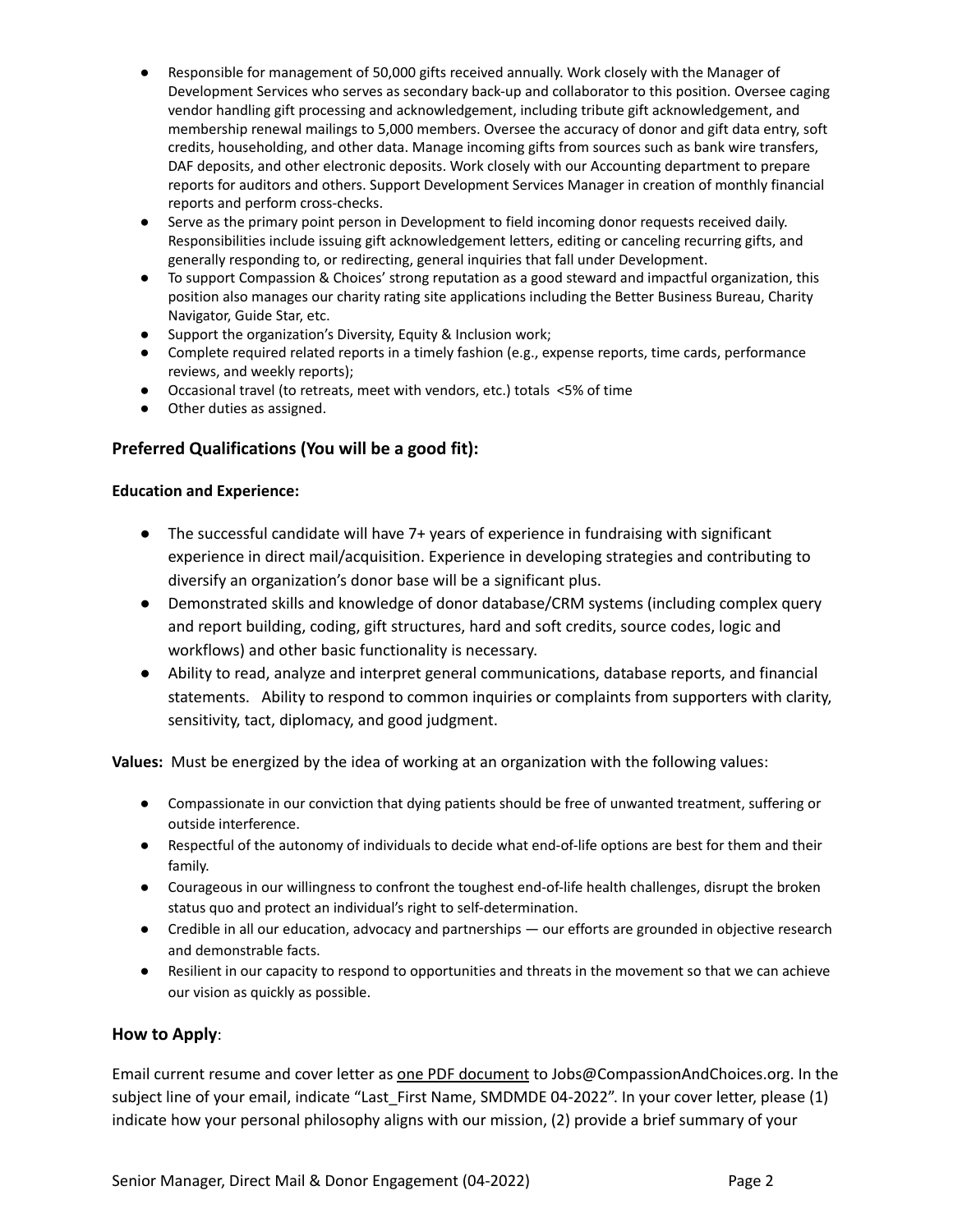- Responsible for management of 50,000 gifts received annually. Work closely with the Manager of Development Services who serves as secondary back-up and collaborator to this position. Oversee caging vendor handling gift processing and acknowledgement, including tribute gift acknowledgement, and membership renewal mailings to 5,000 members. Oversee the accuracy of donor and gift data entry, soft credits, householding, and other data. Manage incoming gifts from sources such as bank wire transfers, DAF deposits, and other electronic deposits. Work closely with our Accounting department to prepare reports for auditors and others. Support Development Services Manager in creation of monthly financial reports and perform cross-checks.
- Serve as the primary point person in Development to field incoming donor requests received daily. Responsibilities include issuing gift acknowledgement letters, editing or canceling recurring gifts, and generally responding to, or redirecting, general inquiries that fall under Development.
- To support Compassion & Choices' strong reputation as a good steward and impactful organization, this position also manages our charity rating site applications including the Better Business Bureau, Charity Navigator, Guide Star, etc.
- Support the organization's Diversity, Equity & Inclusion work;
- Complete required related reports in a timely fashion (e.g., expense reports, time cards, performance reviews, and weekly reports);
- Occasional travel (to retreats, meet with vendors, etc.) totals <5% of time
- Other duties as assigned.

## Preferred Qualifications (You will be a good fit):

**Education and Experience:**

- The successful candidate will have 7+ years of experience in fundraising with significant experience in direct mail/acquisition. Experience in developing strategies and contributing to diversify an organization's donor base will be a significant plus.
- Demonstrated skills and knowledge of donor database/CRM systems (including complex query and report building, coding, gift structures, hard and soft credits, source codes, logic and workflows) and other basic functionality is necessary.
- Ability to read, analyze and interpret general communications, database reports, and financial statements. Ability to respond to common inquiries or complaints from supporters with clarity, sensitivity, tact, diplomacy, and good judgment.

**Values:** Must be energized by the idea of working at an organization with the following values:

- Compassionate in our conviction that dying patients should be free of unwanted treatment, suffering or outside interference.
- Respectful of the autonomy of individuals to decide what end-of-life options are best for them and their family.
- Courageous in our willingness to confront the toughest end-of-life health challenges, disrupt the broken status quo and protect an individual's right to self-determination.
- Credible in all our education, advocacy and partnerships — our efforts are grounded in objective research and demonstrable facts.
- Resilient in our capacity to respond to opportunities and threats in the movement so that we can achieve our vision as quickly as possible.

## How to Apply:

Email current resume and cover letter as one PDF document to Jobs@CompassionAndChoices.org. In the subject line of your email, indicate "Last_First Name, SMDMDE 04-2022". In your cover letter, please (1) indicate how your personal philosophy aligns with our mission, (2) provide a brief summary of your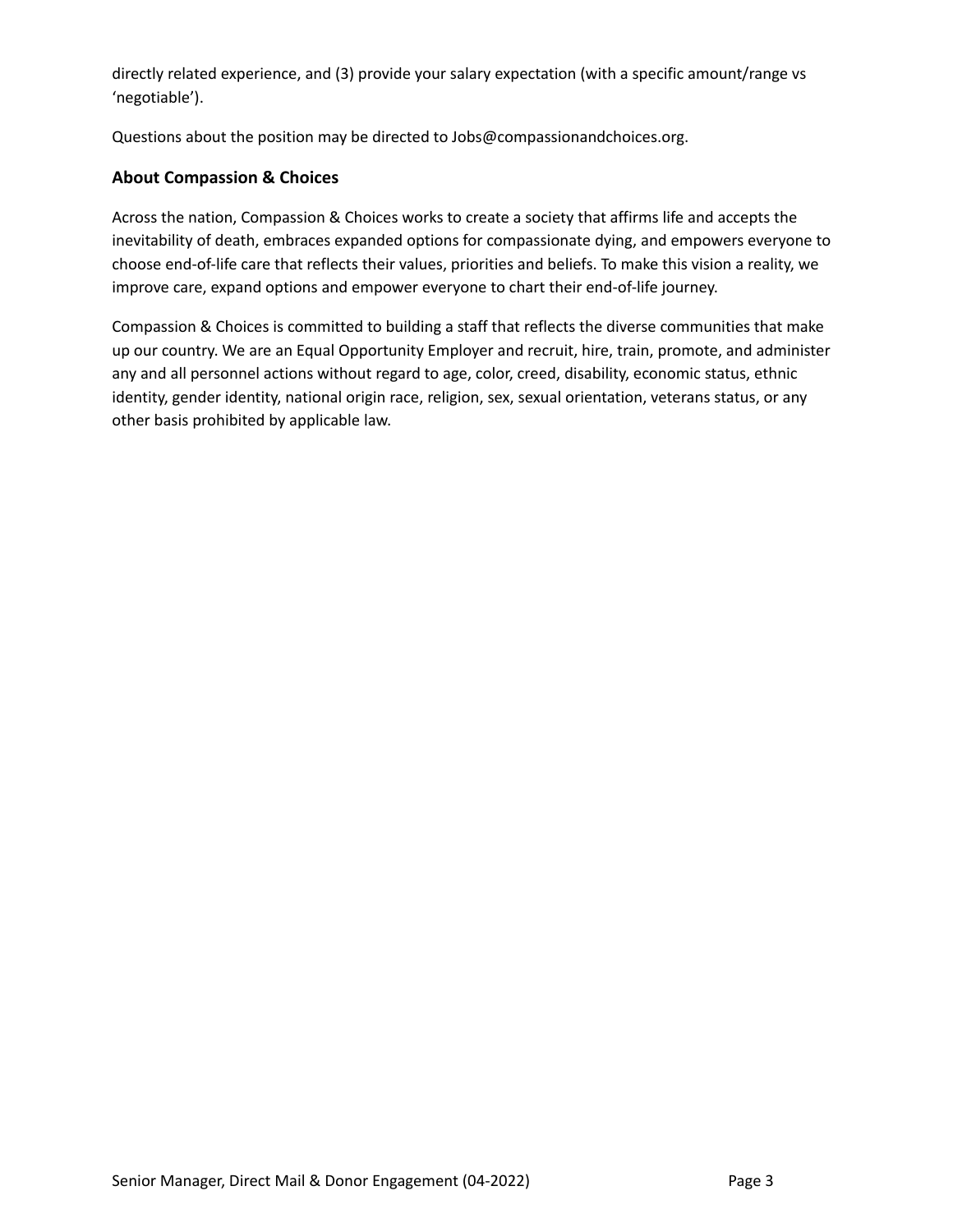directly related experience, and (3) provide your salary expectation (with a specific amount/range vs 'negotiable').

Questions about the position may be directed to Jobs@compassionandchoices.org.

### About Compassion & Choices

Across the nation, Compassion & Choices works to create a society that affirms life and accepts the inevitability of death, embraces expanded options for compassionate dying, and empowers everyone to choose end-of-life care that reflects their values, priorities and beliefs. To make this vision a reality, we improve care, expand options and empower everyone to chart their end-of-life journey.

Compassion & Choices is committed to building a staff that reflects the diverse communities that make up our country. We are an Equal Opportunity Employer and recruit, hire, train, promote, and administer any and all personnel actions without regard to age, color, creed, disability, economic status, ethnic identity, gender identity, national origin race, religion, sex, sexual orientation, veterans status, or any other basis prohibited by applicable law.